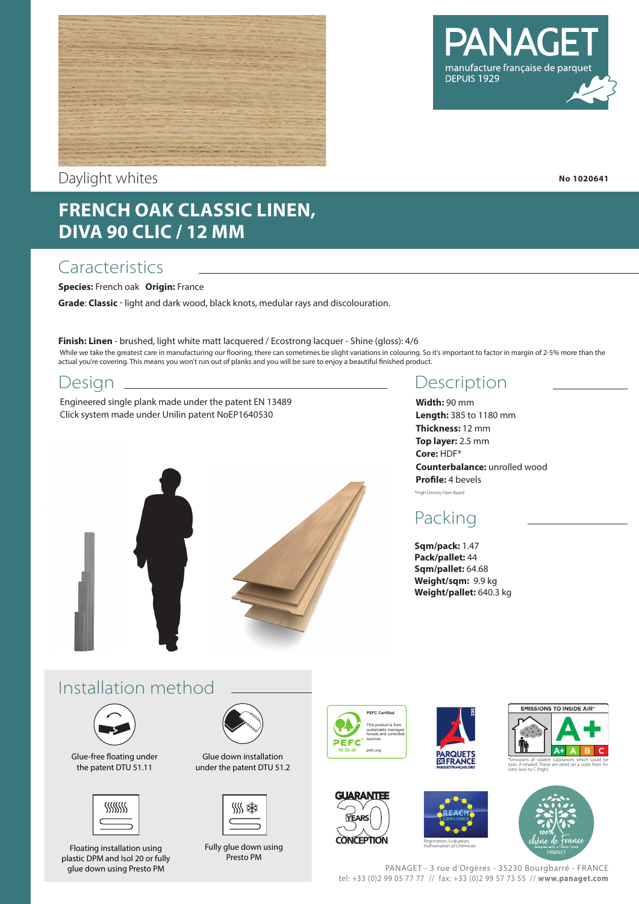PANAGET
manufacture française de parquet
DEPUIS 1929

Daylight whites

**No 1020641**

# FRENCH OAK CLASSIC LINEN, DIVA 90 CLIC / 12 MM

## Caracteristics

**Species:** French oak **Origin:** France

**Grade**: **Classic** - light and dark wood, black knots, medular rays and discolouration.

**Finish: Linen** - brushed, light white matt lacquered / Ecostrong lacquer - Shine (gloss): 4/6

While we take the greatest care in manufacturing our flooring, there can sometimes be slight variations in colouring. So it's important to factor in margin of 2-5% more than the actual you're covering. This means you won't run out of planks and you will be sure to enjoy a beautiful finished product.

## Design

Engineered single plank made under the patent EN 13489
Click system made under Unilin patent NoEP1640530

## Description

**Width:** 90 mm
**Length:** 385 to 1180 mm
**Thickness:** 12 mm
**Top layer:** 2.5 mm
**Core:** HDF*
**Counterbalance:** unrolled wood
**Profile:** 4 bevels

*High Density Fiber Board

## Packing

**Sqm/pack:** 1.47
**Pack/pallet:** 44
**Sqm/pallet:** 64.68
**Weight/sqm:** 9.9 kg
**Weight/pallet:** 640.3 kg

## Installation method

Glue-free floating under the patent DTU 51.11

Glue down installation under the patent DTU 51.2

Floating installation using plastic DPM and Isol 20 or fully glue down using Presto PM

Fully glue down using Presto PM

PEFC Certified
This product is from sustainably managed forests and controlled sources.
PEFC 10-35-39
pefc.org

PARQUETS DE FRANCE
PARQUETFRANCAIS.ORG

EMISSIONS TO INSIDE AIR*
A+
A+ A B C
*Emissions of volatile substances which could be toxic if inhaled. These are rated on a scale from A+ (very low) to C (high).

GUARANTEE 30 YEARS CONCEPTION

REACH COMPLIANCE
Registration, Evaluation, Authorisation of Chemicals

100% chêne de France
designed with a French touch
PANAGET

PANAGET - 3 rue d'Orgères - 35230 Bourgbarré - FRANCE
tel: +33 (0)2 99 05 77 77 // fax: +33 (0)2 99 57 73 55 // **www.panaget.com**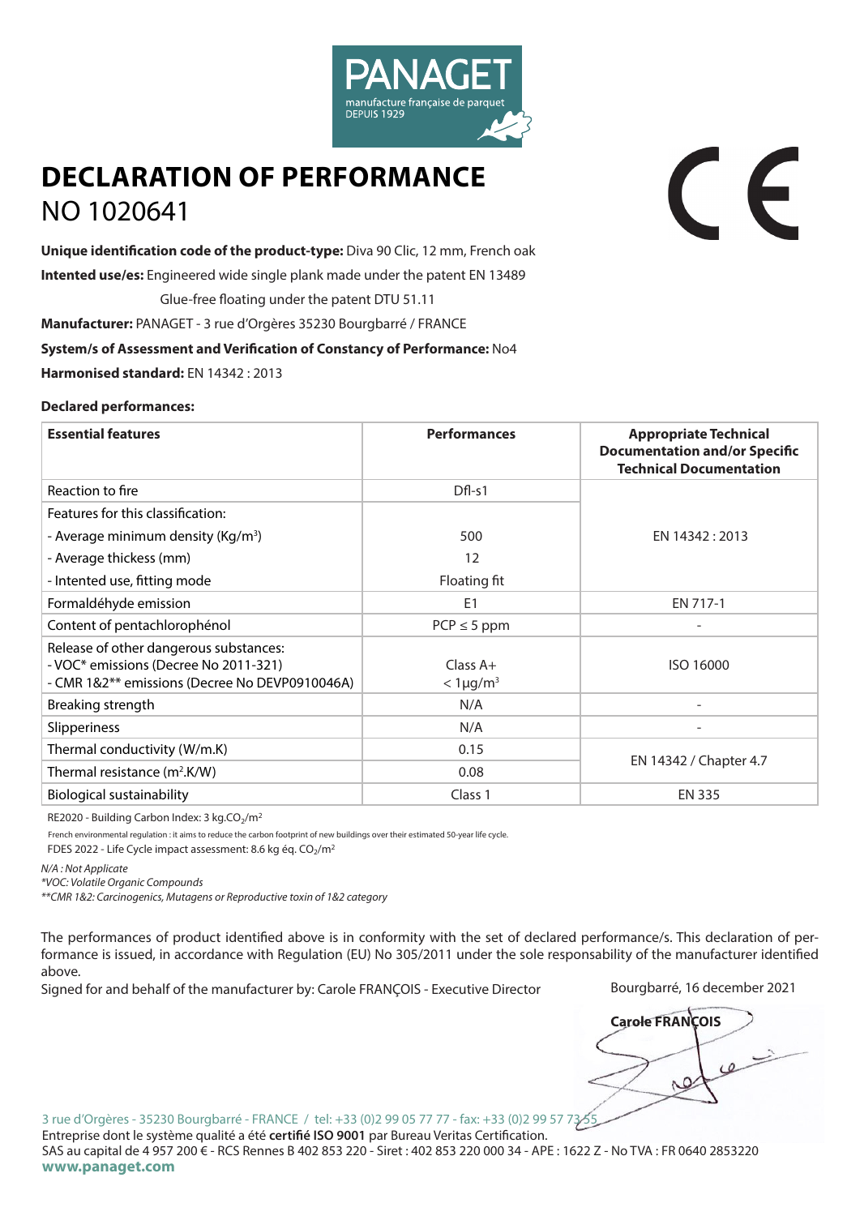PANAGET
manufacture française de parquet
DEPUIS 1929

# DECLARATION OF PERFORMANCE

NO 1020641

CE

**Unique identification code of the product-type:** Diva 90 Clic, 12 mm, French oak

**Intented use/es:** Engineered wide single plank made under the patent EN 13489

Glue-free floating under the patent DTU 51.11

**Manufacturer:** PANAGET - 3 rue d'Orgères 35230 Bourgbarré / FRANCE

**System/s of Assessment and Verification of Constancy of Performance:** No4

**Harmonised standard:** EN 14342 : 2013

**Declared performances:**

| **Essential features** | **Performances** | **Appropriate Technical Documentation and/or Specific Technical Documentation** |
|---|---|---|
| Reaction to fire | Dfl-s1 | EN 14342 : 2013 |
| Features for this classification: | | |
| - Average minimum density ($Kg/m^3$) | 500 | |
| - Average thickess (mm) | 12 | |
| - Intented use, fitting mode | Floating fit | |
| Formaldéhyde emission | E1 | EN 717-1 |
| Content of pentachlorophénol | PCP ≤ 5 ppm | - |
| Release of other dangerous substances:<br>- VOC* emissions (Decree No 2011-321)<br>- CMR 1&2** emissions (Decree No DEVP0910046A) | Class A+<br>< $1 \mu g/m^3$ | ISO 16000 |
| Breaking strength | N/A | - |
| Slipperiness | N/A | - |
| Thermal conductivity (W/m.K) | 0.15 | EN 14342 / Chapter 4.7 |
| Thermal resistance ($m^2$.K/W) | 0.08 | |
| Biological sustainability | Class 1 | EN 335 |

RE2020 - Building Carbon Index: 3 kg.$CO_2/m^2$

French environmental regulation : it aims to reduce the carbon footprint of new buildings over their estimated 50-year life cycle.

FDES 2022 - Life Cycle impact assessment: 8.6 kg éq. $CO_2/m^2$

*N/A : Not Applicate*
**VOC: Volatile Organic Compounds*
***CMR 1&2: Carcinogenics, Mutagens or Reproductive toxin of 1&2 category*

The performances of product identified above is in conformity with the set of declared performance/s. This declaration of performance is issued, in accordance with Regulation (EU) No 305/2011 under the sole responsability of the manufacturer identified above.

Signed for and behalf of the manufacturer by: Carole FRANÇOIS - Executive Director

Bourgbarré, 16 december 2021

Carole FRANCOIS

3 rue d'Orgères - 35230 Bourgbarré - FRANCE / tel: +33 (0)2 99 05 77 77 - fax: +33 (0)2 99 57 73 55
Entreprise dont le système qualité a été **certifié ISO 9001** par Bureau Veritas Certification.
SAS au capital de 4 957 200 € - RCS Rennes B 402 853 220 - Siret : 402 853 220 000 34 - APE : 1622 Z - No TVA : FR 0640 2853220
**www.panaget.com**